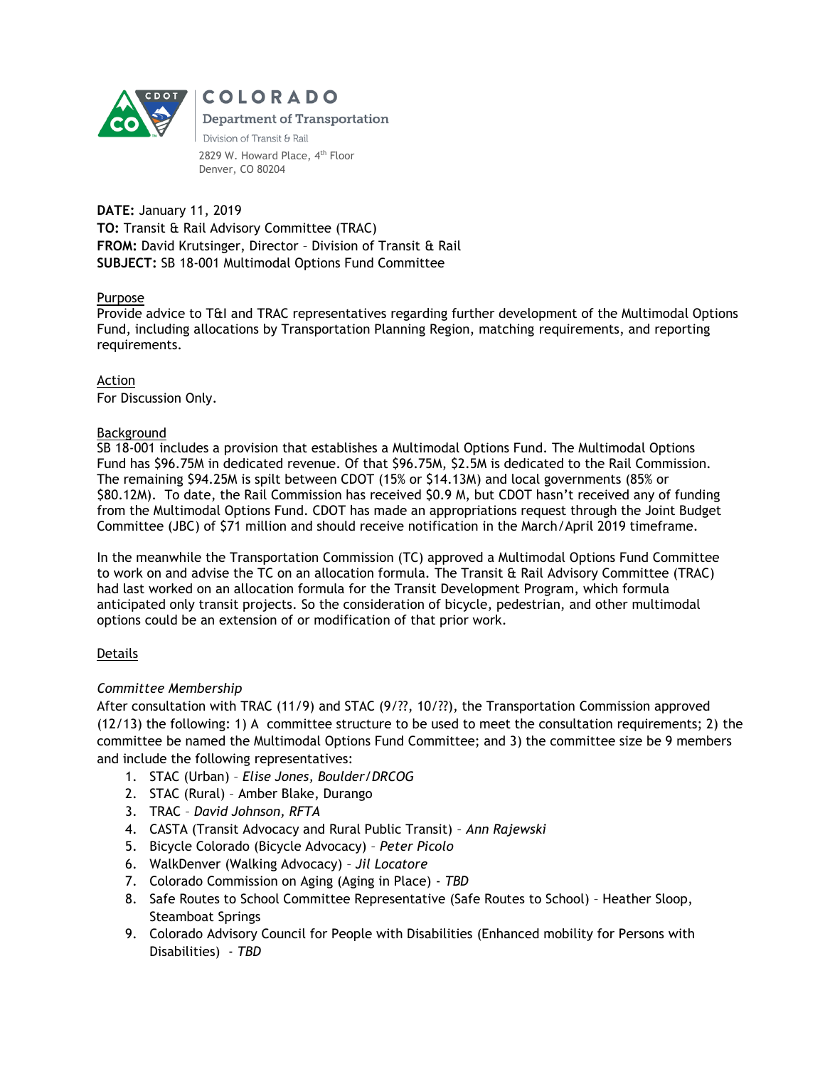COLORADO

Department of Transportation

Division of Transit & Rail

2829 W. Howard Place, 4th Floor
Denver, CO 80204

**DATE:** January 11, 2019
**TO:** Transit & Rail Advisory Committee (TRAC)
**FROM:** David Krutsinger, Director – Division of Transit & Rail
**SUBJECT:** SB 18-001 Multimodal Options Fund Committee

Purpose

Provide advice to T&I and TRAC representatives regarding further development of the Multimodal Options Fund, including allocations by Transportation Planning Region, matching requirements, and reporting requirements.

Action

For Discussion Only.

Background

SB 18-001 includes a provision that establishes a Multimodal Options Fund. The Multimodal Options Fund has $96.75M in dedicated revenue. Of that $96.75M, $2.5M is dedicated to the Rail Commission. The remaining $94.25M is spilt between CDOT (15% or $14.13M) and local governments (85% or $80.12M). To date, the Rail Commission has received $0.9 M, but CDOT hasn't received any of funding from the Multimodal Options Fund. CDOT has made an appropriations request through the Joint Budget Committee (JBC) of $71 million and should receive notification in the March/April 2019 timeframe.

In the meanwhile the Transportation Commission (TC) approved a Multimodal Options Fund Committee to work on and advise the TC on an allocation formula. The Transit & Rail Advisory Committee (TRAC) had last worked on an allocation formula for the Transit Development Program, which formula anticipated only transit projects. So the consideration of bicycle, pedestrian, and other multimodal options could be an extension of or modification of that prior work.

Details

*Committee Membership*

After consultation with TRAC (11/9) and STAC (9/??, 10/??), the Transportation Commission approved (12/13) the following: 1) A committee structure to be used to meet the consultation requirements; 2) the committee be named the Multimodal Options Fund Committee; and 3) the committee size be 9 members and include the following representatives:

1. STAC (Urban) – *Elise Jones, Boulder/DRCOG*
2. STAC (Rural) – Amber Blake, Durango
3. TRAC – *David Johnson, RFTA*
4. CASTA (Transit Advocacy and Rural Public Transit) – *Ann Rajewski*
5. Bicycle Colorado (Bicycle Advocacy) – *Peter Picolo*
6. WalkDenver (Walking Advocacy) – *Jil Locatore*
7. Colorado Commission on Aging (Aging in Place) - *TBD*
8. Safe Routes to School Committee Representative (Safe Routes to School) – Heather Sloop, Steamboat Springs
9. Colorado Advisory Council for People with Disabilities (Enhanced mobility for Persons with Disabilities) - *TBD*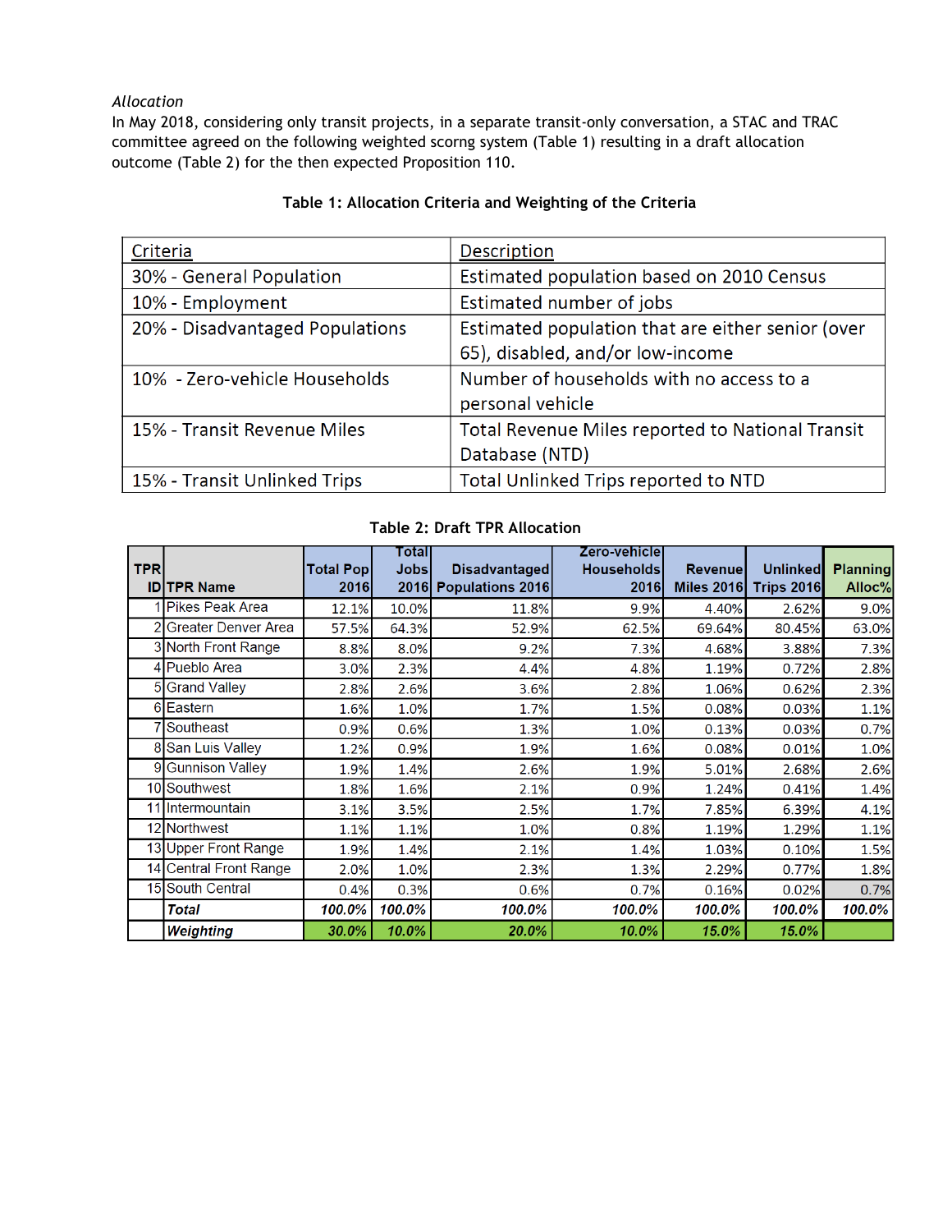*Allocation*

In May 2018, considering only transit projects, in a separate transit-only conversation, a STAC and TRAC committee agreed on the following weighted scorng system (Table 1) resulting in a draft allocation outcome (Table 2) for the then expected Proposition 110.

**Table 1: Allocation Criteria and Weighting of the Criteria**

| Criteria | Description |
|---|---|
| 30% - General Population | Estimated population based on 2010 Census |
| 10% - Employment | Estimated number of jobs |
| 20% - Disadvantaged Populations | Estimated population that are either senior (over 65), disabled, and/or low-income |
| 10% - Zero-vehicle Households | Number of households with no access to a personal vehicle |
| 15% - Transit Revenue Miles | Total Revenue Miles reported to National Transit Database (NTD) |
| 15% - Transit Unlinked Trips | Total Unlinked Trips reported to NTD |

**Table 2: Draft TPR Allocation**

| TPR ID | TPR Name | Total Pop 2016 | Total Jobs 2016 | Disadvantaged Populations 2016 | Zero-vehicle Households 2016 | Revenue Miles 2016 | Unlinked Trips 2016 | Planning Alloc% |
|---|---|---|---|---|---|---|---|---|
| 1 | Pikes Peak Area | 12.1% | 10.0% | 11.8% | 9.9% | 4.40% | 2.62% | 9.0% |
| 2 | Greater Denver Area | 57.5% | 64.3% | 52.9% | 62.5% | 69.64% | 80.45% | 63.0% |
| 3 | North Front Range | 8.8% | 8.0% | 9.2% | 7.3% | 4.68% | 3.88% | 7.3% |
| 4 | Pueblo Area | 3.0% | 2.3% | 4.4% | 4.8% | 1.19% | 0.72% | 2.8% |
| 5 | Grand Valley | 2.8% | 2.6% | 3.6% | 2.8% | 1.06% | 0.62% | 2.3% |
| 6 | Eastern | 1.6% | 1.0% | 1.7% | 1.5% | 0.08% | 0.03% | 1.1% |
| 7 | Southeast | 0.9% | 0.6% | 1.3% | 1.0% | 0.13% | 0.03% | 0.7% |
| 8 | San Luis Valley | 1.2% | 0.9% | 1.9% | 1.6% | 0.08% | 0.01% | 1.0% |
| 9 | Gunnison Valley | 1.9% | 1.4% | 2.6% | 1.9% | 5.01% | 2.68% | 2.6% |
| 10 | Southwest | 1.8% | 1.6% | 2.1% | 0.9% | 1.24% | 0.41% | 1.4% |
| 11 | Intermountain | 3.1% | 3.5% | 2.5% | 1.7% | 7.85% | 6.39% | 4.1% |
| 12 | Northwest | 1.1% | 1.1% | 1.0% | 0.8% | 1.19% | 1.29% | 1.1% |
| 13 | Upper Front Range | 1.9% | 1.4% | 2.1% | 1.4% | 1.03% | 0.10% | 1.5% |
| 14 | Central Front Range | 2.0% | 1.0% | 2.3% | 1.3% | 2.29% | 0.77% | 1.8% |
| 15 | South Central | 0.4% | 0.3% | 0.6% | 0.7% | 0.16% | 0.02% | 0.7% |
| | ***Total*** | ***100.0%*** | ***100.0%*** | ***100.0%*** | ***100.0%*** | ***100.0%*** | ***100.0%*** | ***100.0%*** |
| | ***Weighting*** | ***30.0%*** | ***10.0%*** | ***20.0%*** | ***10.0%*** | ***15.0%*** | ***15.0%*** | |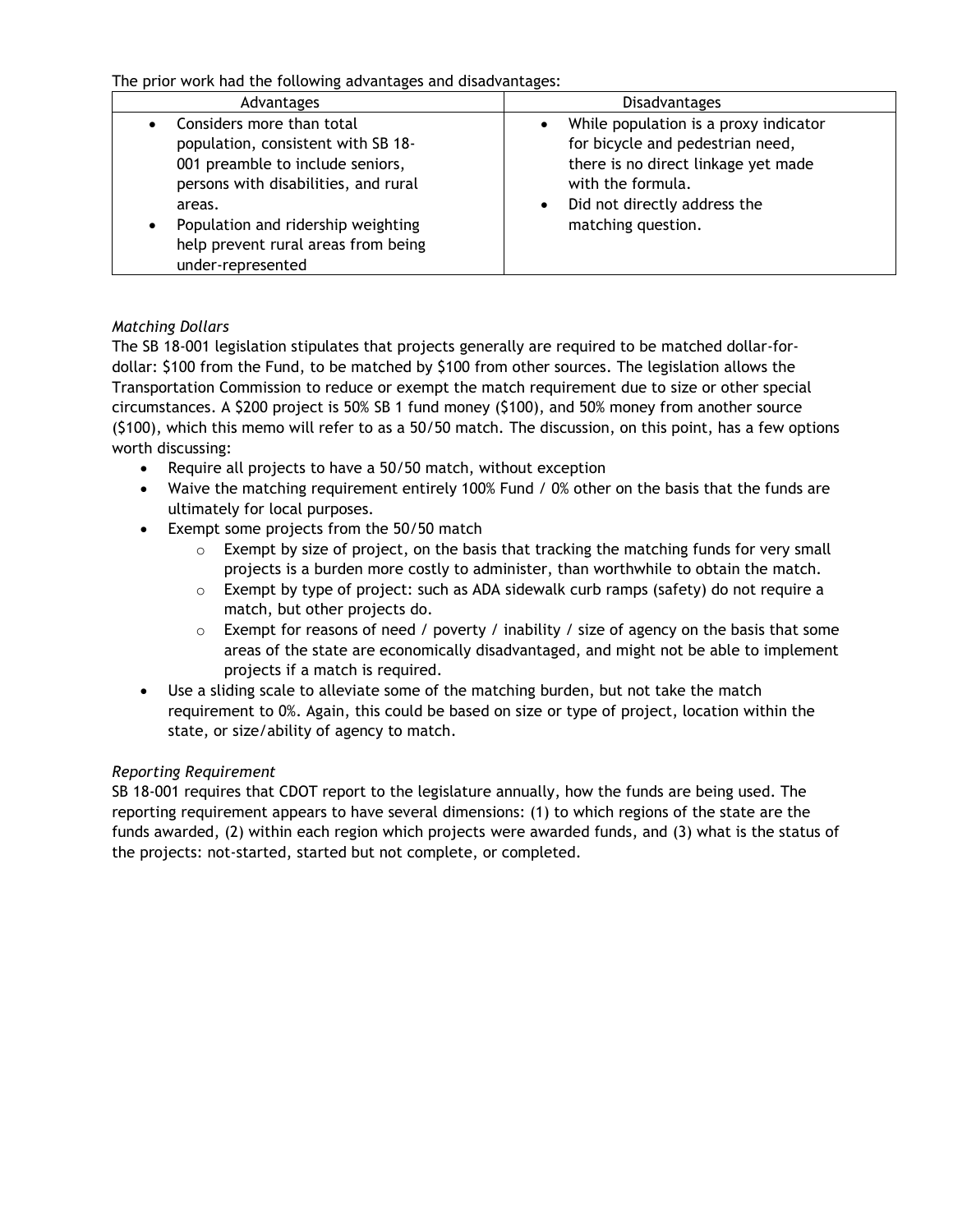The prior work had the following advantages and disadvantages:

| Advantages | Disadvantages |
|---|---|
| • Considers more than total population, consistent with SB 18-001 preamble to include seniors, persons with disabilities, and rural areas.<br>• Population and ridership weighting help prevent rural areas from being under-represented | • While population is a proxy indicator for bicycle and pedestrian need, there is no direct linkage yet made with the formula.<br>• Did not directly address the matching question. |

*Matching Dollars*

The SB 18-001 legislation stipulates that projects generally are required to be matched dollar-for-dollar: $100 from the Fund, to be matched by $100 from other sources. The legislation allows the Transportation Commission to reduce or exempt the match requirement due to size or other special circumstances. A $200 project is 50% SB 1 fund money ($100), and 50% money from another source ($100), which this memo will refer to as a 50/50 match. The discussion, on this point, has a few options worth discussing:

- Require all projects to have a 50/50 match, without exception
- Waive the matching requirement entirely 100% Fund / 0% other on the basis that the funds are ultimately for local purposes.
- Exempt some projects from the 50/50 match
    - Exempt by size of project, on the basis that tracking the matching funds for very small projects is a burden more costly to administer, than worthwhile to obtain the match.
    - Exempt by type of project: such as ADA sidewalk curb ramps (safety) do not require a match, but other projects do.
    - Exempt for reasons of need / poverty / inability / size of agency on the basis that some areas of the state are economically disadvantaged, and might not be able to implement projects if a match is required.
- Use a sliding scale to alleviate some of the matching burden, but not take the match requirement to 0%. Again, this could be based on size or type of project, location within the state, or size/ability of agency to match.

*Reporting Requirement*

SB 18-001 requires that CDOT report to the legislature annually, how the funds are being used. The reporting requirement appears to have several dimensions: (1) to which regions of the state are the funds awarded, (2) within each region which projects were awarded funds, and (3) what is the status of the projects: not-started, started but not complete, or completed.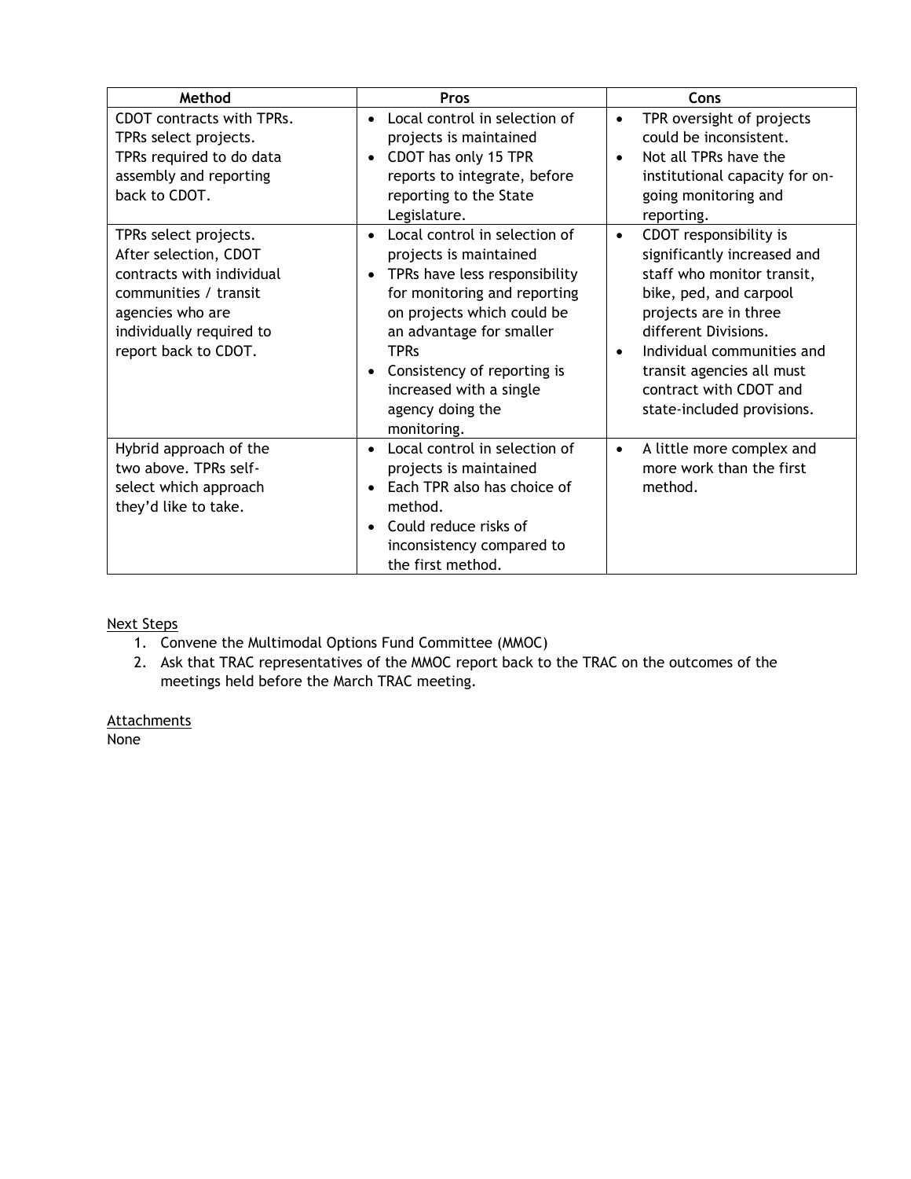| Method | Pros | Cons |
|---|---|---|
| CDOT contracts with TPRs. TPRs select projects. TPRs required to do data assembly and reporting back to CDOT. | • Local control in selection of projects is maintained<br>• CDOT has only 15 TPR reports to integrate, before reporting to the State Legislature. | • TPR oversight of projects could be inconsistent.<br>• Not all TPRs have the institutional capacity for on-going monitoring and reporting. |
| TPRs select projects. After selection, CDOT contracts with individual communities / transit agencies who are individually required to report back to CDOT. | • Local control in selection of projects is maintained<br>• TPRs have less responsibility for monitoring and reporting on projects which could be an advantage for smaller TPRs<br>• Consistency of reporting is increased with a single agency doing the monitoring. | • CDOT responsibility is significantly increased and staff who monitor transit, bike, ped, and carpool projects are in three different Divisions.<br>• Individual communities and transit agencies all must contract with CDOT and state-included provisions. |
| Hybrid approach of the two above. TPRs self-select which approach they'd like to take. | • Local control in selection of projects is maintained<br>• Each TPR also has choice of method.<br>• Could reduce risks of inconsistency compared to the first method. | • A little more complex and more work than the first method. |

Next Steps

1. Convene the Multimodal Options Fund Committee (MMOC)
2. Ask that TRAC representatives of the MMOC report back to the TRAC on the outcomes of the meetings held before the March TRAC meeting.

Attachments

None